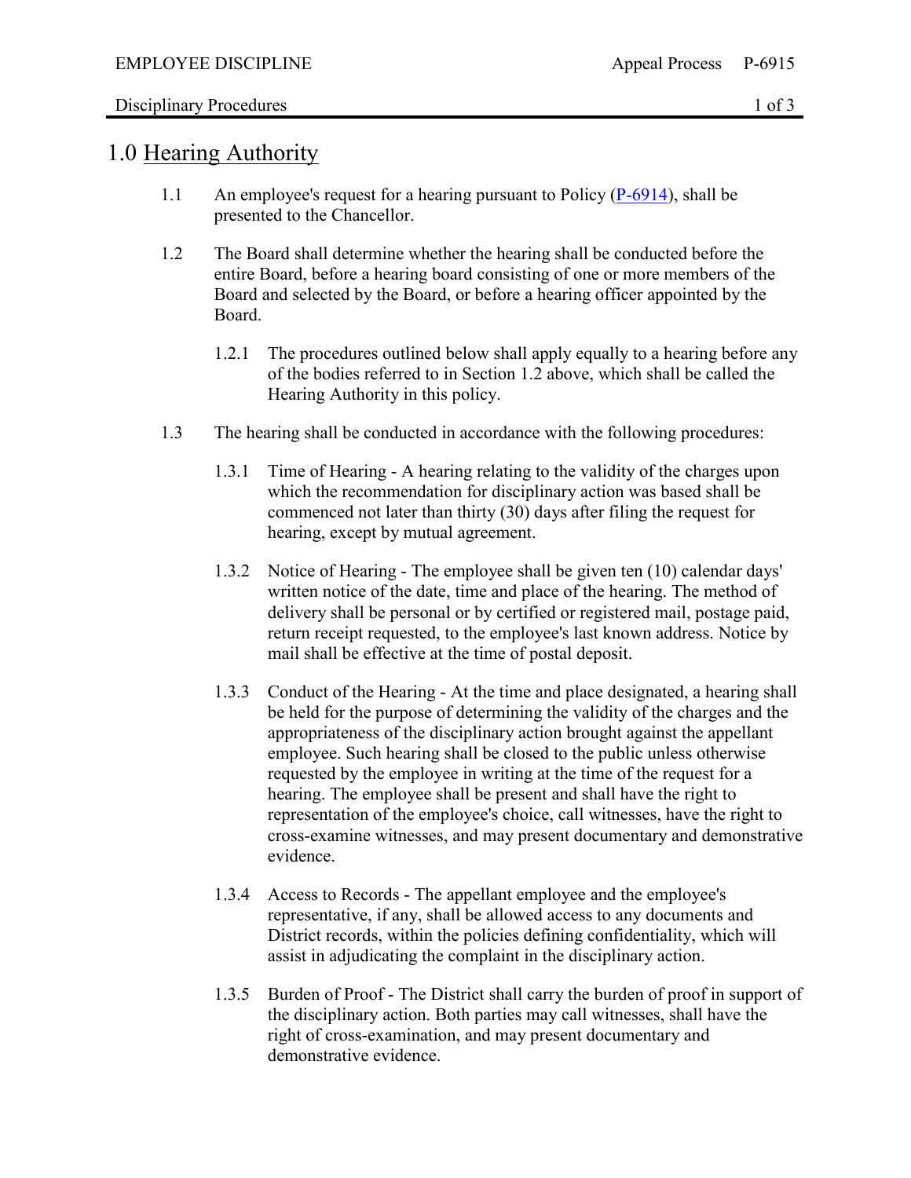# 1.0 Hearing Authority

1.1 An employee's request for a hearing pursuant to Policy (P-6914), shall be presented to the Chancellor.

1.2 The Board shall determine whether the hearing shall be conducted before the entire Board, before a hearing board consisting of one or more members of the Board and selected by the Board, or before a hearing officer appointed by the Board.

1.2.1 The procedures outlined below shall apply equally to a hearing before any of the bodies referred to in Section 1.2 above, which shall be called the Hearing Authority in this policy.

1.3 The hearing shall be conducted in accordance with the following procedures:

1.3.1 Time of Hearing - A hearing relating to the validity of the charges upon which the recommendation for disciplinary action was based shall be commenced not later than thirty (30) days after filing the request for hearing, except by mutual agreement.

1.3.2 Notice of Hearing - The employee shall be given ten (10) calendar days' written notice of the date, time and place of the hearing. The method of delivery shall be personal or by certified or registered mail, postage paid, return receipt requested, to the employee's last known address. Notice by mail shall be effective at the time of postal deposit.

1.3.3 Conduct of the Hearing - At the time and place designated, a hearing shall be held for the purpose of determining the validity of the charges and the appropriateness of the disciplinary action brought against the appellant employee. Such hearing shall be closed to the public unless otherwise requested by the employee in writing at the time of the request for a hearing. The employee shall be present and shall have the right to representation of the employee's choice, call witnesses, have the right to cross-examine witnesses, and may present documentary and demonstrative evidence.

1.3.4 Access to Records - The appellant employee and the employee's representative, if any, shall be allowed access to any documents and District records, within the policies defining confidentiality, which will assist in adjudicating the complaint in the disciplinary action.

1.3.5 Burden of Proof - The District shall carry the burden of proof in support of the disciplinary action. Both parties may call witnesses, shall have the right of cross-examination, and may present documentary and demonstrative evidence.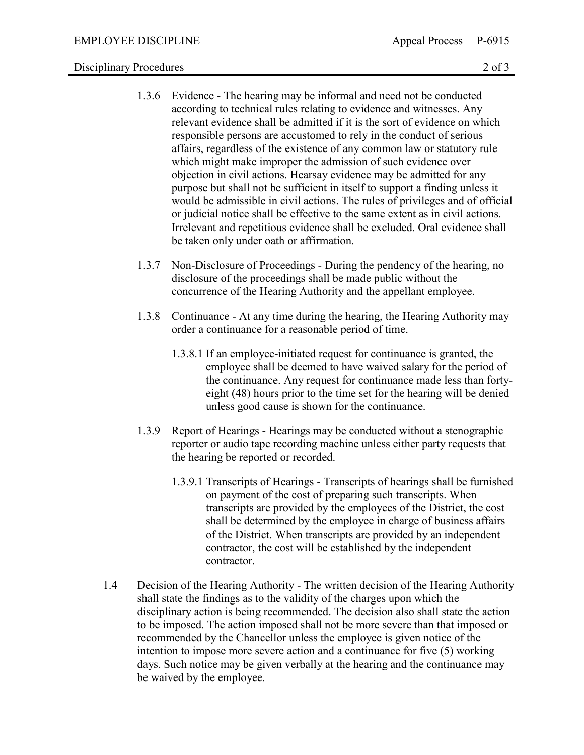1.3.6 Evidence - The hearing may be informal and need not be conducted according to technical rules relating to evidence and witnesses. Any relevant evidence shall be admitted if it is the sort of evidence on which responsible persons are accustomed to rely in the conduct of serious affairs, regardless of the existence of any common law or statutory rule which might make improper the admission of such evidence over objection in civil actions. Hearsay evidence may be admitted for any purpose but shall not be sufficient in itself to support a finding unless it would be admissible in civil actions. The rules of privileges and of official or judicial notice shall be effective to the same extent as in civil actions. Irrelevant and repetitious evidence shall be excluded. Oral evidence shall be taken only under oath or affirmation.

1.3.7 Non-Disclosure of Proceedings - During the pendency of the hearing, no disclosure of the proceedings shall be made public without the concurrence of the Hearing Authority and the appellant employee.

1.3.8 Continuance - At any time during the hearing, the Hearing Authority may order a continuance for a reasonable period of time.

1.3.8.1 If an employee-initiated request for continuance is granted, the employee shall be deemed to have waived salary for the period of the continuance. Any request for continuance made less than forty-eight (48) hours prior to the time set for the hearing will be denied unless good cause is shown for the continuance.

1.3.9 Report of Hearings - Hearings may be conducted without a stenographic reporter or audio tape recording machine unless either party requests that the hearing be reported or recorded.

1.3.9.1 Transcripts of Hearings - Transcripts of hearings shall be furnished on payment of the cost of preparing such transcripts. When transcripts are provided by the employees of the District, the cost shall be determined by the employee in charge of business affairs of the District. When transcripts are provided by an independent contractor, the cost will be established by the independent contractor.

1.4 Decision of the Hearing Authority - The written decision of the Hearing Authority shall state the findings as to the validity of the charges upon which the disciplinary action is being recommended. The decision also shall state the action to be imposed. The action imposed shall not be more severe than that imposed or recommended by the Chancellor unless the employee is given notice of the intention to impose more severe action and a continuance for five (5) working days. Such notice may be given verbally at the hearing and the continuance may be waived by the employee.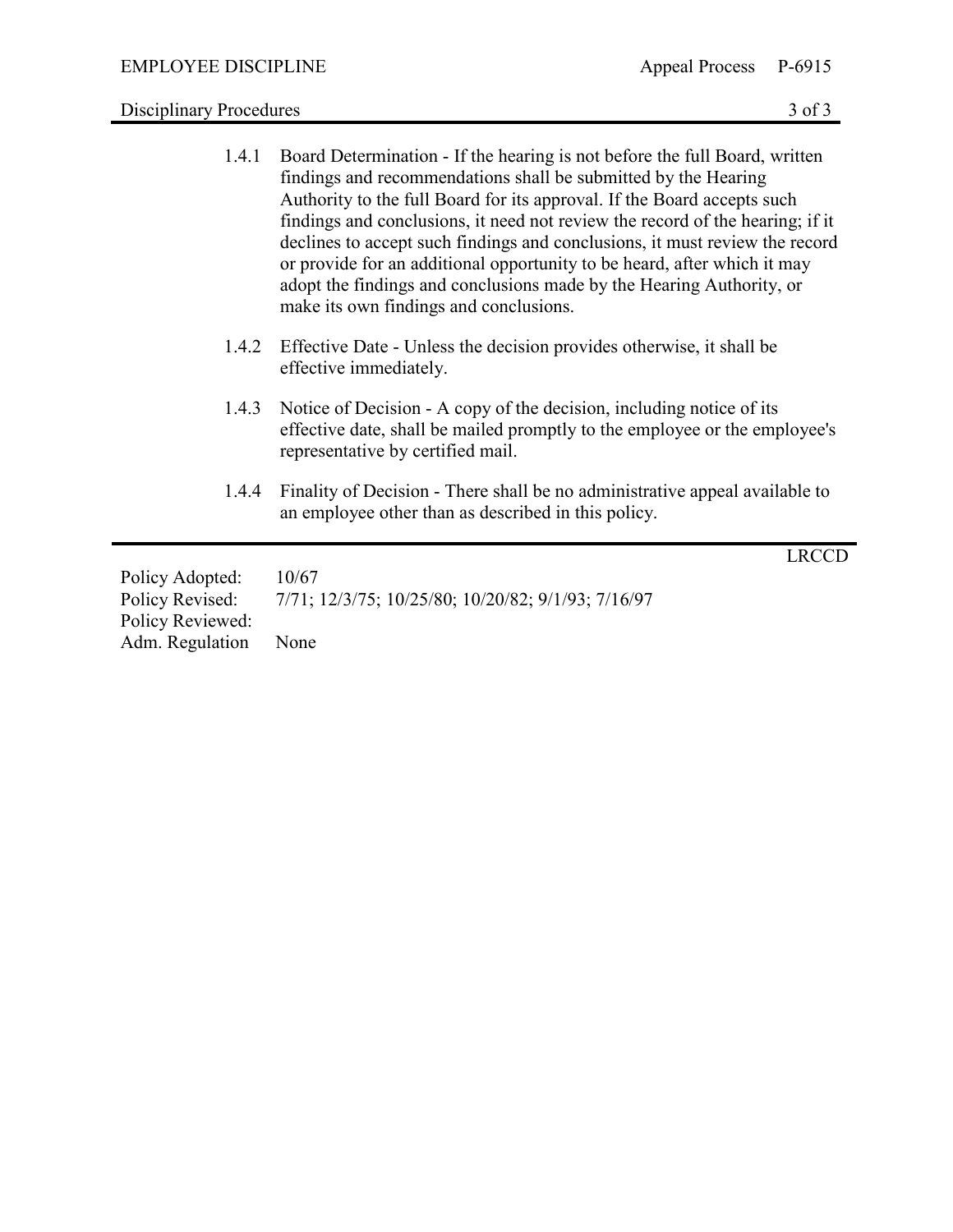1.4.1 Board Determination - If the hearing is not before the full Board, written findings and recommendations shall be submitted by the Hearing Authority to the full Board for its approval. If the Board accepts such findings and conclusions, it need not review the record of the hearing; if it declines to accept such findings and conclusions, it must review the record or provide for an additional opportunity to be heard, after which it may adopt the findings and conclusions made by the Hearing Authority, or make its own findings and conclusions.

1.4.2 Effective Date - Unless the decision provides otherwise, it shall be effective immediately.

1.4.3 Notice of Decision - A copy of the decision, including notice of its effective date, shall be mailed promptly to the employee or the employee's representative by certified mail.

1.4.4 Finality of Decision - There shall be no administrative appeal available to an employee other than as described in this policy.

---

LRCCD

| | |
|---|---|
| Policy Adopted: | 10/67 |
| Policy Revised: | 7/71; 12/3/75; 10/25/80; 10/20/82; 9/1/93; 7/16/97 |
| Policy Reviewed: | |
| Adm. Regulation | None |